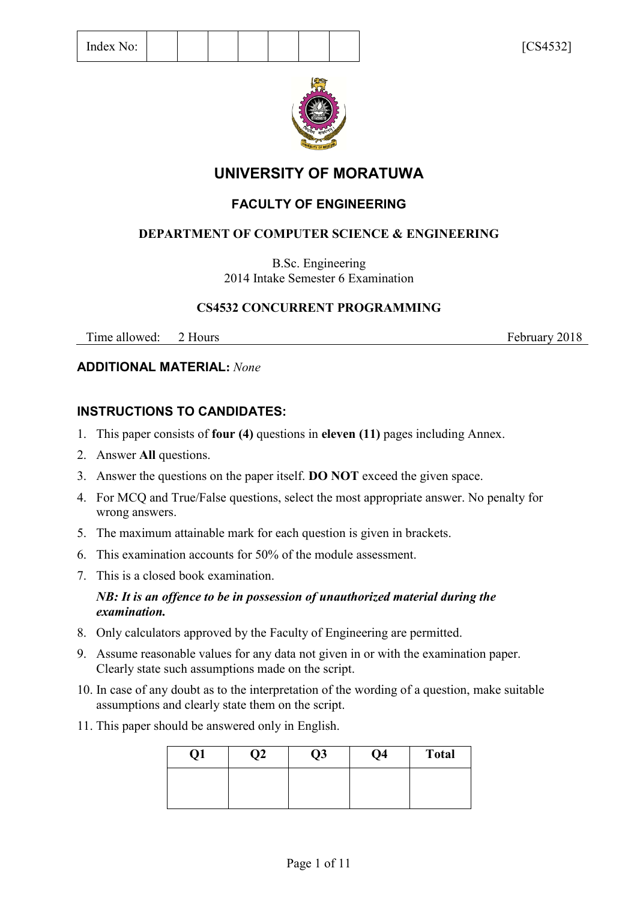| Index No: | | | | | | | |
|---|---|---|---|---|---|---|---|

[CS4532]

# UNIVERSITY OF MORATUWA

## FACULTY OF ENGINEERING

### DEPARTMENT OF COMPUTER SCIENCE & ENGINEERING

B.Sc. Engineering
2014 Intake Semester 6 Examination

### CS4532 CONCURRENT PROGRAMMING

Time allowed: 2 Hours — February 2018

**ADDITIONAL MATERIAL:** *None*

**INSTRUCTIONS TO CANDIDATES:**

1. This paper consists of **four (4)** questions in **eleven (11)** pages including Annex.
2. Answer **All** questions.
3. Answer the questions on the paper itself. **DO NOT** exceed the given space.
4. For MCQ and True/False questions, select the most appropriate answer. No penalty for wrong answers.
5. The maximum attainable mark for each question is given in brackets.
6. This examination accounts for 50% of the module assessment.
7. This is a closed book examination.

   ***NB: It is an offence to be in possession of unauthorized material during the examination.***
8. Only calculators approved by the Faculty of Engineering are permitted.
9. Assume reasonable values for any data not given in or with the examination paper. Clearly state such assumptions made on the script.
10. In case of any doubt as to the interpretation of the wording of a question, make suitable assumptions and clearly state them on the script.
11. This paper should be answered only in English.

| Q1 | Q2 | Q3 | Q4 | Total |
|---|---|---|---|---|
| | | | | |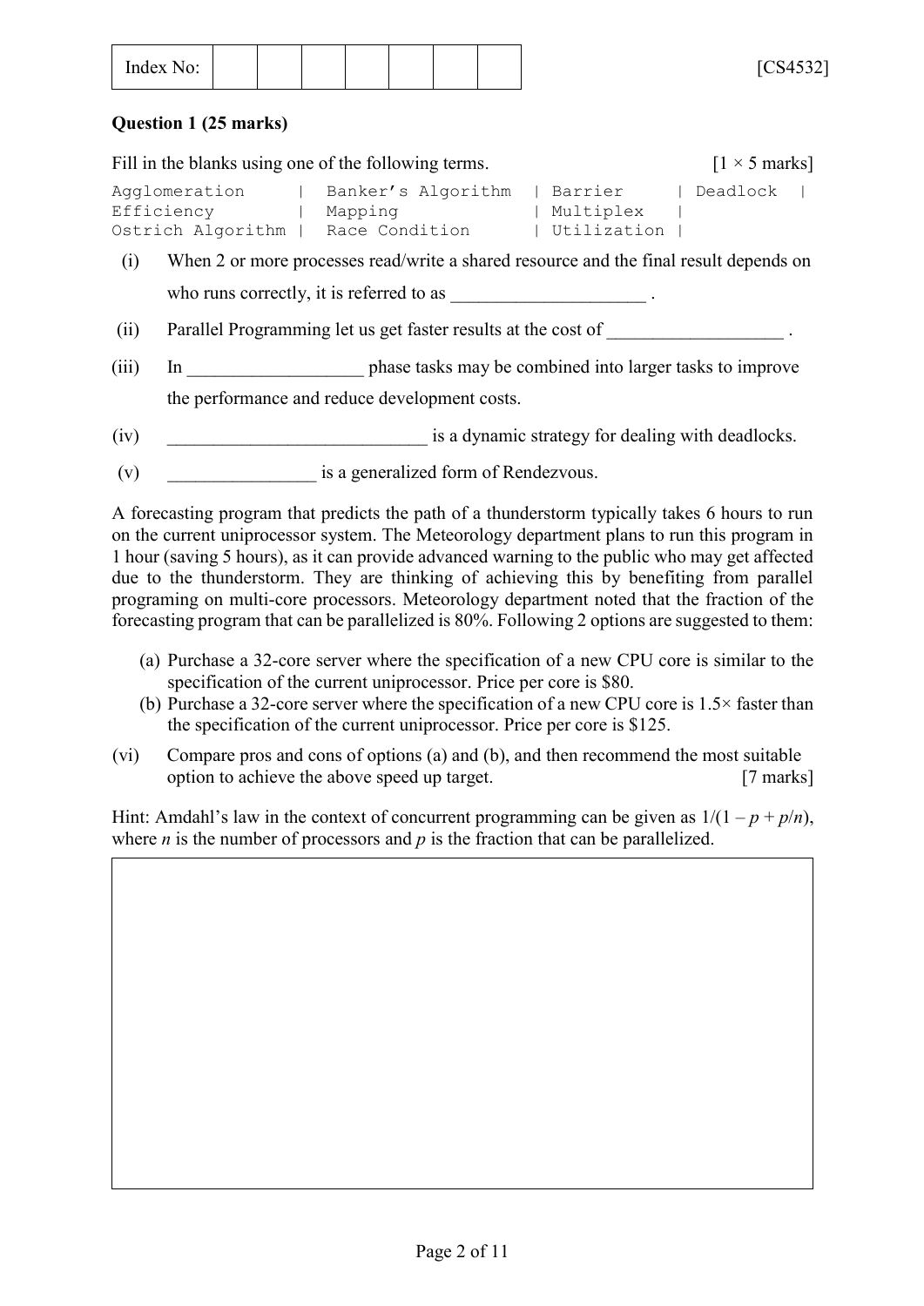Index No: | | | | | | | |

[CS4532]

**Question 1 (25 marks)**

Fill in the blanks using one of the following terms. [1 × 5 marks]

```
Agglomeration      |  Banker's Algorithm  | Barrier     | Deadlock  |
Efficiency         |  Mapping             | Multiplex   |
Ostrich Algorithm  |  Race Condition      | Utilization |
```

(i) When 2 or more processes read/write a shared resource and the final result depends on who runs correctly, it is referred to as ____________________ .

(ii) Parallel Programming let us get faster results at the cost of __________________ .

(iii) In __________________ phase tasks may be combined into larger tasks to improve the performance and reduce development costs.

(iv) ___________________________ is a dynamic strategy for dealing with deadlocks.

(v) ________________ is a generalized form of Rendezvous.

A forecasting program that predicts the path of a thunderstorm typically takes 6 hours to run on the current uniprocessor system. The Meteorology department plans to run this program in 1 hour (saving 5 hours), as it can provide advanced warning to the public who may get affected due to the thunderstorm. They are thinking of achieving this by benefiting from parallel programing on multi-core processors. Meteorology department noted that the fraction of the forecasting program that can be parallelized is 80%. Following 2 options are suggested to them:

(a) Purchase a 32-core server where the specification of a new CPU core is similar to the specification of the current uniprocessor. Price per core is $80.

(b) Purchase a 32-core server where the specification of a new CPU core is 1.5× faster than the specification of the current uniprocessor. Price per core is $125.

(vi) Compare pros and cons of options (a) and (b), and then recommend the most suitable option to achieve the above speed up target. [7 marks]

Hint: Amdahl's law in the context of concurrent programming can be given as $1/(1 - p + p/n)$, where $n$ is the number of processors and $p$ is the fraction that can be parallelized.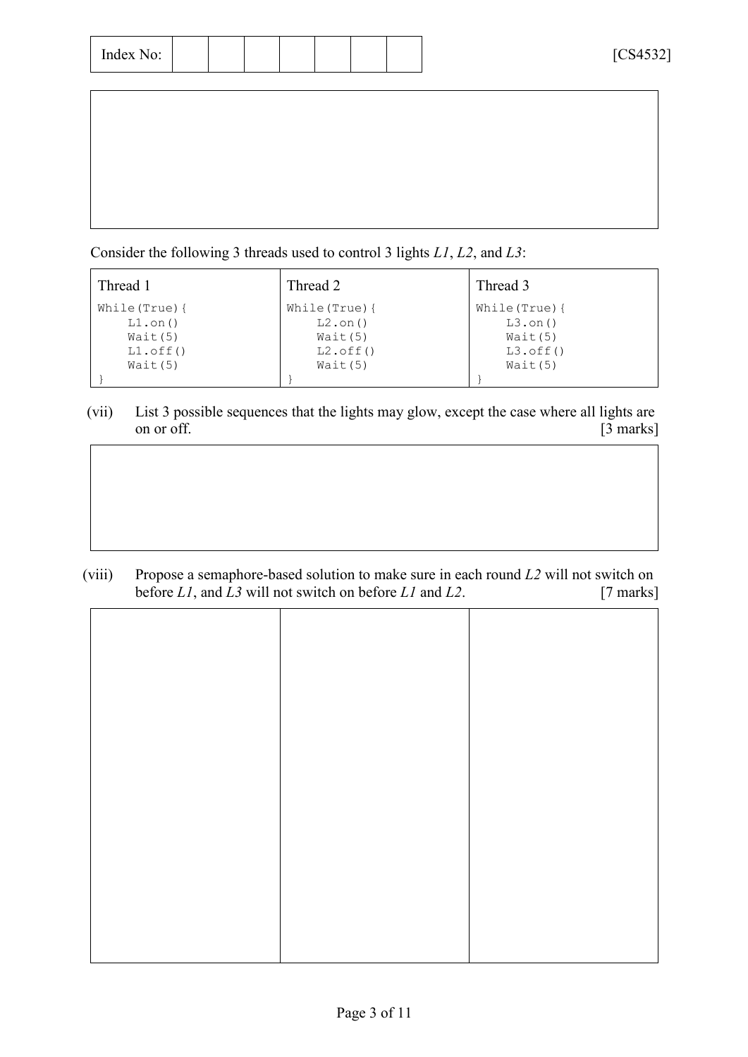Index No: | | | | | | | | [CS4532]

Consider the following 3 threads used to control 3 lights *L1*, *L2*, and *L3*:

| Thread 1 | Thread 2 | Thread 3 |
|---|---|---|
| `While(True){`<br>`    L1.on()`<br>`    Wait(5)`<br>`    L1.off()`<br>`    Wait(5)`<br>`}` | `While(True){`<br>`    L2.on()`<br>`    Wait(5)`<br>`    L2.off()`<br>`    Wait(5)`<br>`}` | `While(True){`<br>`    L3.on()`<br>`    Wait(5)`<br>`    L3.off()`<br>`    Wait(5)`<br>`}` |

(vii) List 3 possible sequences that the lights may glow, except the case where all lights are on or off. [3 marks]

(viii) Propose a semaphore-based solution to make sure in each round *L2* will not switch on before *L1*, and *L3* will not switch on before *L1* and *L2*. [7 marks]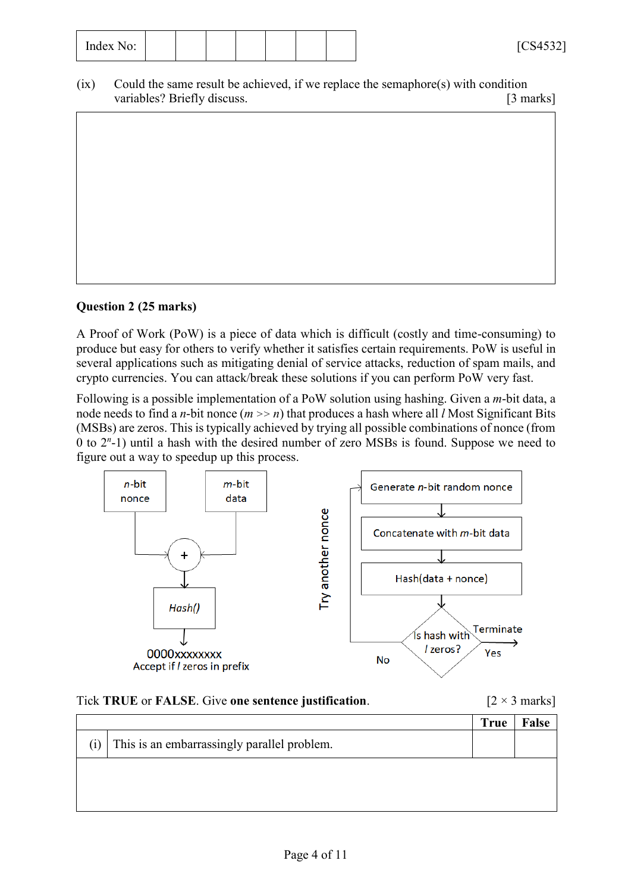(ix) Could the same result be achieved, if we replace the semaphore(s) with condition variables? Briefly discuss. [3 marks]

## Question 2 (25 marks)

A Proof of Work (PoW) is a piece of data which is difficult (costly and time-consuming) to produce but easy for others to verify whether it satisfies certain requirements. PoW is useful in several applications such as mitigating denial of service attacks, reduction of spam mails, and crypto currencies. You can attack/break these solutions if you can perform PoW very fast.

Following is a possible implementation of a PoW solution using hashing. Given a $m$-bit data, a node needs to find a $n$-bit nonce ($m >> n$) that produces a hash where all $l$ Most Significant Bits (MSBs) are zeros. This is typically achieved by trying all possible combinations of nonce (from 0 to $2^n$-1) until a hash with the desired number of zero MSBs is found. Suppose we need to figure out a way to speedup up this process.

*n*-bit nonce | *m*-bit data → + → *Hash()* → 0000xxxxxxxx

Accept if *l* zeros in prefix

Generate *n*-bit random nonce → Concatenate with *m*-bit data → Hash(data + nonce) → Is hash with *l* zeros? → Yes: Terminate; No: Try another nonce

Tick **TRUE** or **FALSE**. Give **one sentence justification**. [2 × 3 marks]

| | | True | False |
|---|---|---|---|
| (i) | This is an embarrassingly parallel problem. | | |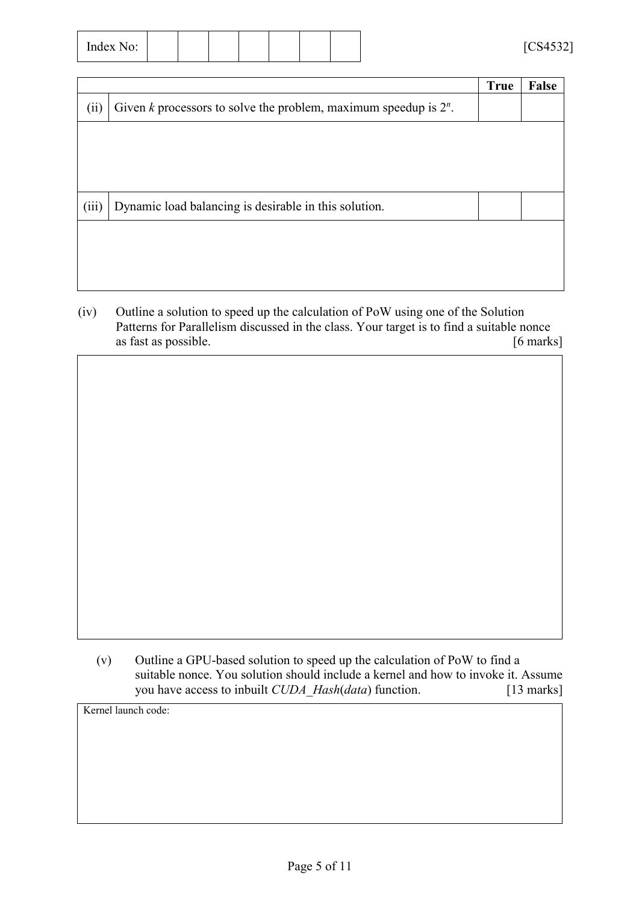Index No: | | | | | | | |

| | | True | False |
|---|---|---|---|
| (ii) | Given *k* processors to solve the problem, maximum speedup is $2^n$. | | |
| | | | |
| (iii) | Dynamic load balancing is desirable in this solution. | | |
| | | | |

(iv) Outline a solution to speed up the calculation of PoW using one of the Solution Patterns for Parallelism discussed in the class. Your target is to find a suitable nonce as fast as possible. [6 marks]

(v) Outline a GPU-based solution to speed up the calculation of PoW to find a suitable nonce. You solution should include a kernel and how to invoke it. Assume you have access to inbuilt *CUDA_Hash*(*data*) function. [13 marks]

Kernel launch code: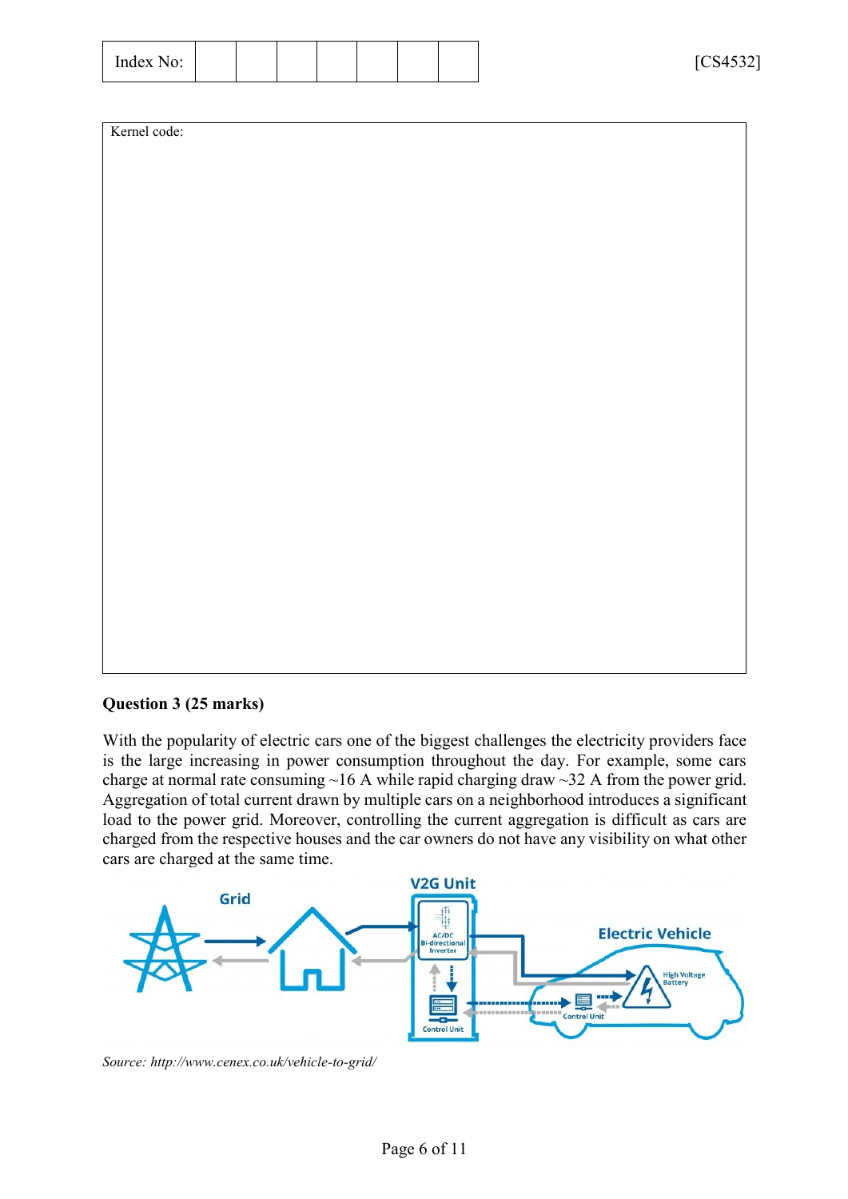| Index No: | | | | | | | |
|---|---|---|---|---|---|---|---|

[CS4532]

Kernel code:

**Question 3 (25 marks)**

With the popularity of electric cars one of the biggest challenges the electricity providers face is the large increasing in power consumption throughout the day. For example, some cars charge at normal rate consuming ~16 A while rapid charging draw ~32 A from the power grid. Aggregation of total current drawn by multiple cars on a neighborhood introduces a significant load to the power grid. Moreover, controlling the current aggregation is difficult as cars are charged from the respective houses and the car owners do not have any visibility on what other cars are charged at the same time.

*Source: http://www.cenex.co.uk/vehicle-to-grid/*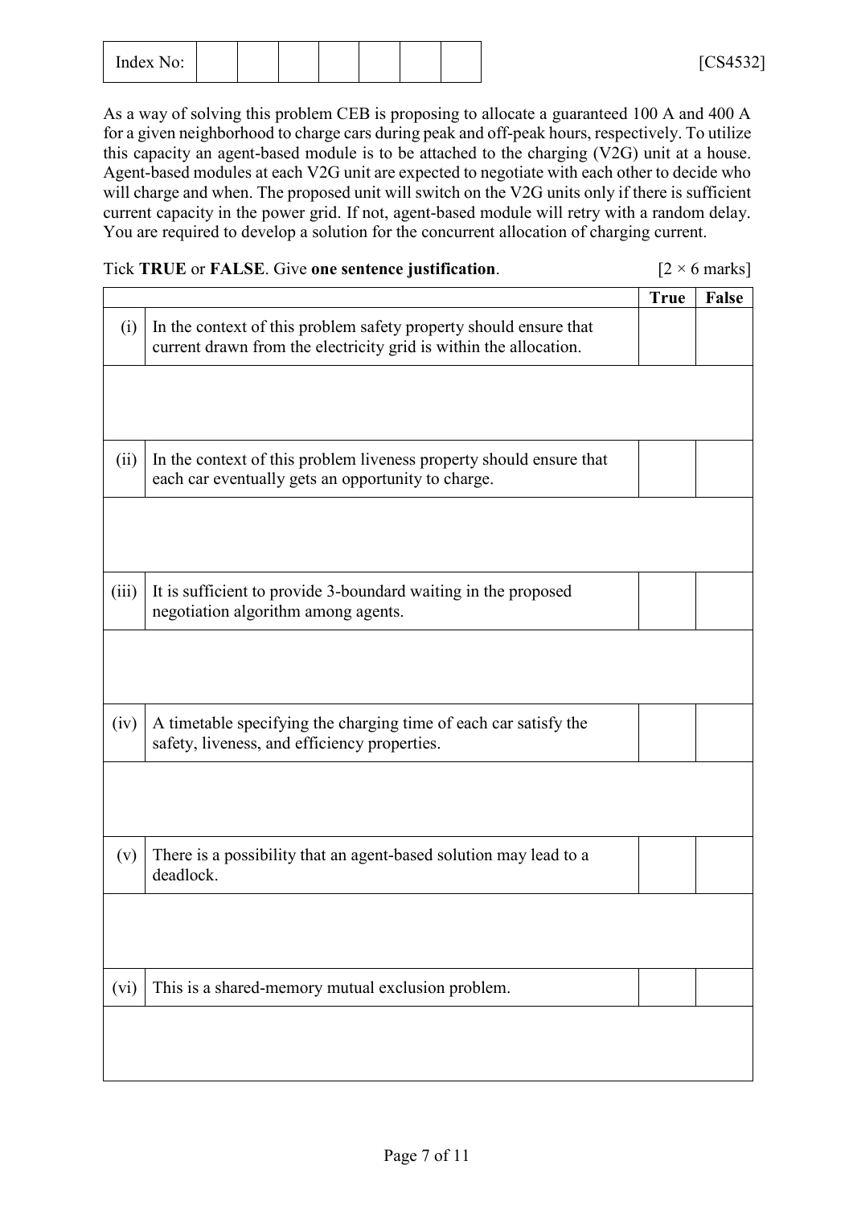| Index No: | | | | | | | |
|---|---|---|---|---|---|---|---|

[CS4532]

As a way of solving this problem CEB is proposing to allocate a guaranteed 100 A and 400 A for a given neighborhood to charge cars during peak and off-peak hours, respectively. To utilize this capacity an agent-based module is to be attached to the charging (V2G) unit at a house. Agent-based modules at each V2G unit are expected to negotiate with each other to decide who will charge and when. The proposed unit will switch on the V2G units only if there is sufficient current capacity in the power grid. If not, agent-based module will retry with a random delay. You are required to develop a solution for the concurrent allocation of charging current.

Tick **TRUE** or **FALSE**. Give **one sentence justification**. [2 × 6 marks]

| | | True | False |
|---|---|---|---|
| (i) | In the context of this problem safety property should ensure that current drawn from the electricity grid is within the allocation. | | |
| | | | |
| (ii) | In the context of this problem liveness property should ensure that each car eventually gets an opportunity to charge. | | |
| | | | |
| (iii) | It is sufficient to provide 3-boundard waiting in the proposed negotiation algorithm among agents. | | |
| | | | |
| (iv) | A timetable specifying the charging time of each car satisfy the safety, liveness, and efficiency properties. | | |
| | | | |
| (v) | There is a possibility that an agent-based solution may lead to a deadlock. | | |
| | | | |
| (vi) | This is a shared-memory mutual exclusion problem. | | |
| | | | |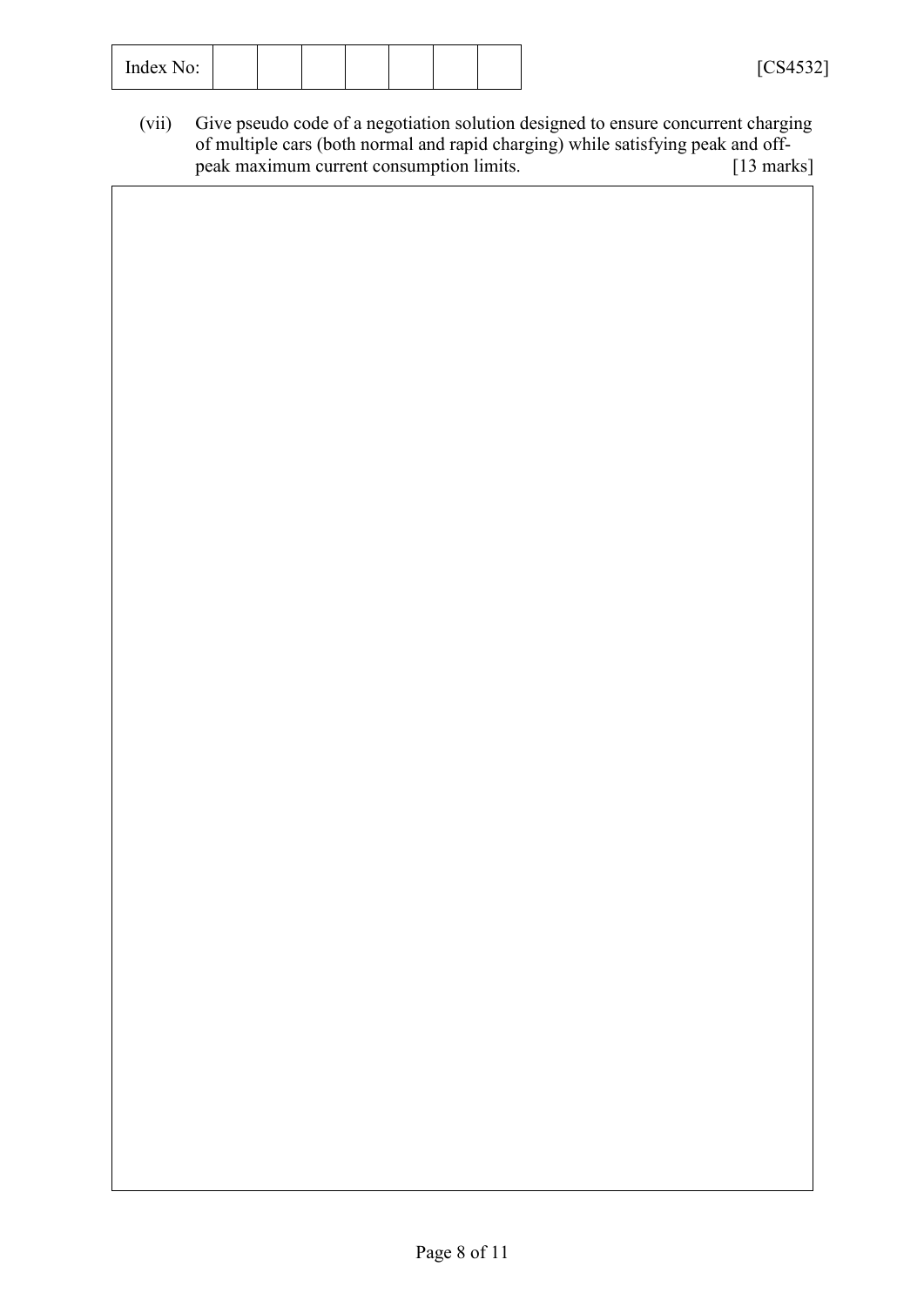(vii) Give pseudo code of a negotiation solution designed to ensure concurrent charging of multiple cars (both normal and rapid charging) while satisfying peak and off-peak maximum current consumption limits. [13 marks]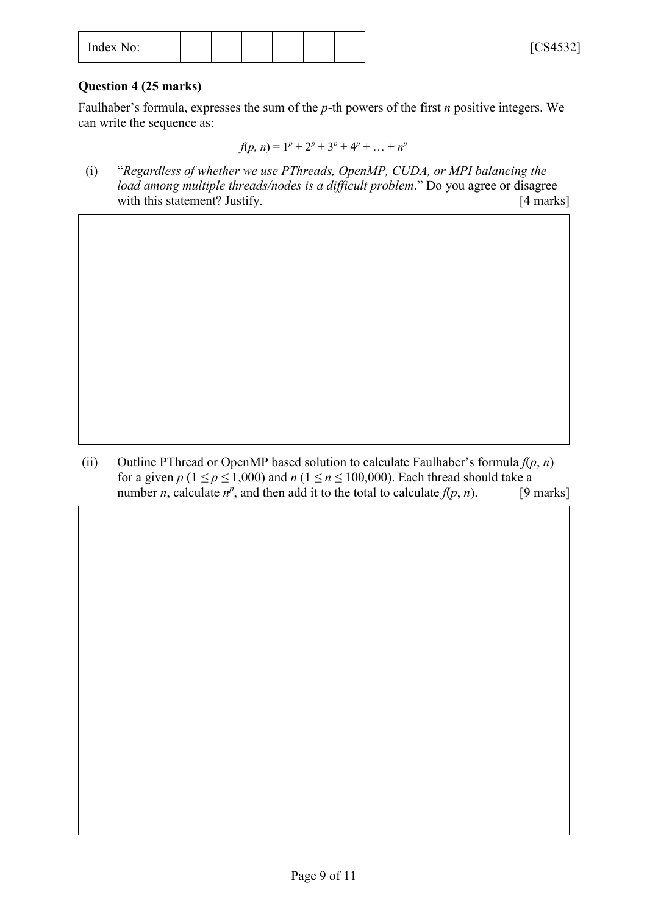**Question 4 (25 marks)**

Faulhaber's formula, expresses the sum of the $p$-th powers of the first $n$ positive integers. We can write the sequence as:

$$f(p, n) = 1^p + 2^p + 3^p + 4^p + \ldots + n^p$$

(i) "*Regardless of whether we use PThreads, OpenMP, CUDA, or MPI balancing the load among multiple threads/nodes is a difficult problem*." Do you agree or disagree with this statement? Justify. [4 marks]

(ii) Outline PThread or OpenMP based solution to calculate Faulhaber's formula $f(p, n)$ for a given $p$ ($1 \leq p \leq 1{,}000$) and $n$ ($1 \leq n \leq 100{,}000$). Each thread should take a number $n$, calculate $n^p$, and then add it to the total to calculate $f(p, n)$. [9 marks]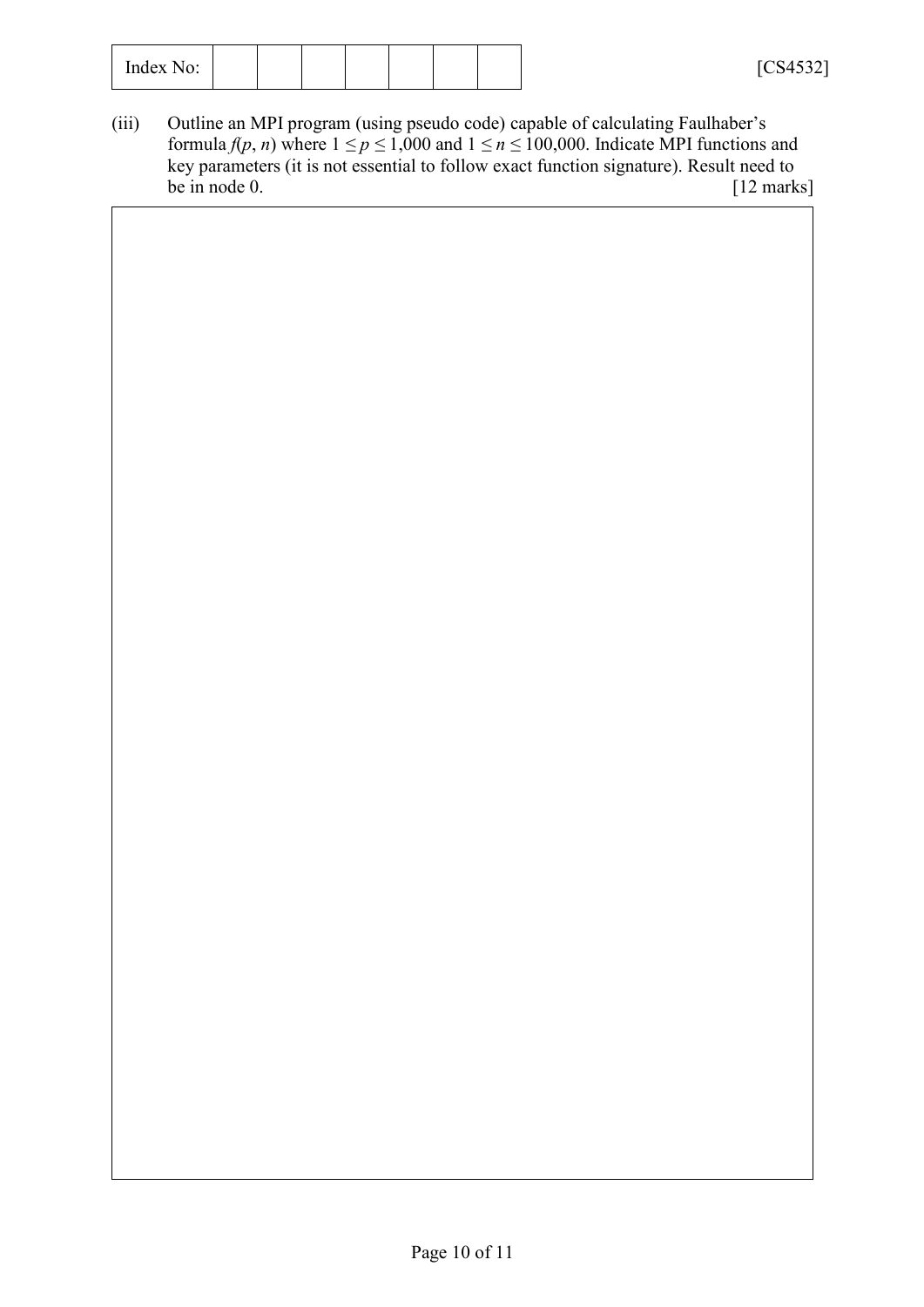Index No: | | | | | | | |

(iii) Outline an MPI program (using pseudo code) capable of calculating Faulhaber's formula $f(p, n)$ where $1 \leq p \leq 1{,}000$ and $1 \leq n \leq 100{,}000$. Indicate MPI functions and key parameters (it is not essential to follow exact function signature). Result need to be in node 0. [12 marks]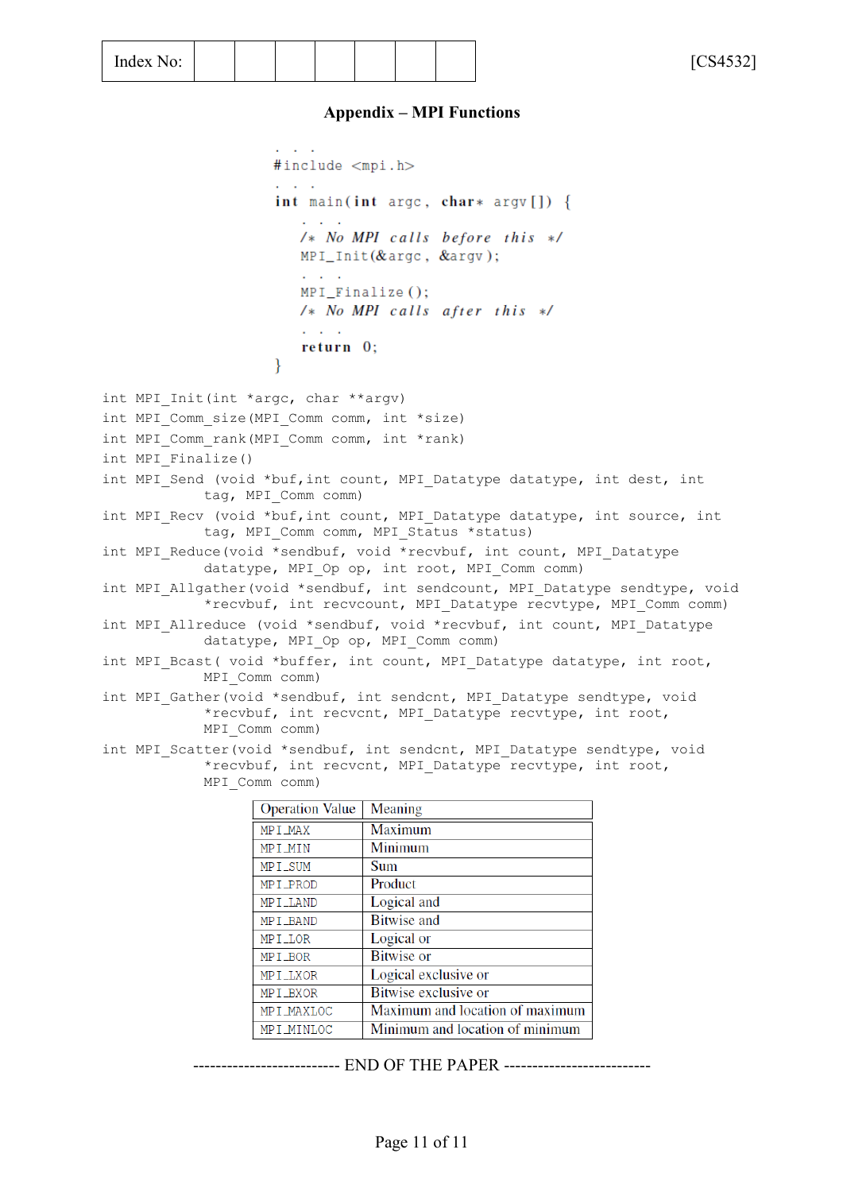Index No: | | | | | | | [CS4532]

## Appendix – MPI Functions

```
. . .
#include <mpi.h>
. . .
int main(int argc, char* argv[]) {
   . . .
   /* No MPI calls before this */
   MPI_Init(&argc, &argv);
   . . .
   MPI_Finalize();
   /* No MPI calls after this */
   . . .
   return 0;
}
```

```
int MPI_Init(int *argc, char **argv)
int MPI_Comm_size(MPI_Comm comm, int *size)
int MPI_Comm_rank(MPI_Comm comm, int *rank)
int MPI_Finalize()
int MPI_Send (void *buf,int count, MPI_Datatype datatype, int dest, int
         tag, MPI_Comm comm)
int MPI_Recv (void *buf,int count, MPI_Datatype datatype, int source, int
         tag, MPI_Comm comm, MPI_Status *status)
int MPI_Reduce(void *sendbuf, void *recvbuf, int count, MPI_Datatype
         datatype, MPI_Op op, int root, MPI_Comm comm)
int MPI_Allgather(void *sendbuf, int sendcount, MPI_Datatype sendtype, void
         *recvbuf, int recvcount, MPI_Datatype recvtype, MPI_Comm comm)
int MPI_Allreduce (void *sendbuf, void *recvbuf, int count, MPI_Datatype
         datatype, MPI_Op op, MPI_Comm comm)
int MPI_Bcast( void *buffer, int count, MPI_Datatype datatype, int root,
         MPI_Comm comm)
int MPI_Gather(void *sendbuf, int sendcnt, MPI_Datatype sendtype, void
         *recvbuf, int recvcnt, MPI_Datatype recvtype, int root,
         MPI_Comm comm)
int MPI_Scatter(void *sendbuf, int sendcnt, MPI_Datatype sendtype, void
         *recvbuf, int recvcnt, MPI_Datatype recvtype, int root,
         MPI_Comm comm)
```

| Operation Value | Meaning |
|---|---|
| MPI_MAX | Maximum |
| MPI_MIN | Minimum |
| MPI_SUM | Sum |
| MPI_PROD | Product |
| MPI_LAND | Logical and |
| MPI_BAND | Bitwise and |
| MPI_LOR | Logical or |
| MPI_BOR | Bitwise or |
| MPI_LXOR | Logical exclusive or |
| MPI_BXOR | Bitwise exclusive or |
| MPI_MAXLOC | Maximum and location of maximum |
| MPI_MINLOC | Minimum and location of minimum |

------------------------- END OF THE PAPER --------------------------